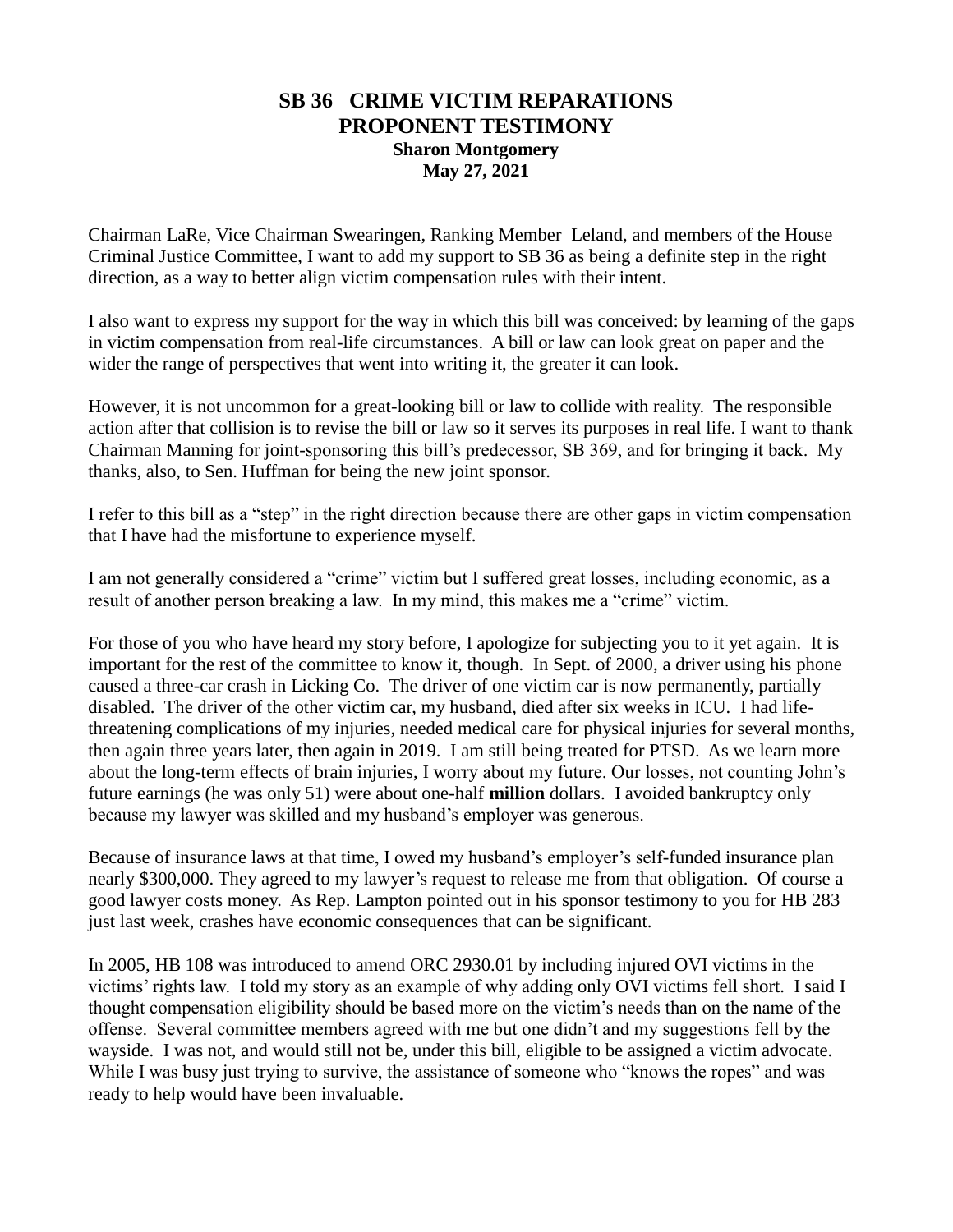# SB 36 CRIME VICTIM REPARATIONS
# PROPONENT TESTIMONY

**Sharon Montgomery**
**May 27, 2021**

Chairman LaRe, Vice Chairman Swearingen, Ranking Member Leland, and members of the House Criminal Justice Committee, I want to add my support to SB 36 as being a definite step in the right direction, as a way to better align victim compensation rules with their intent.

I also want to express my support for the way in which this bill was conceived: by learning of the gaps in victim compensation from real-life circumstances. A bill or law can look great on paper and the wider the range of perspectives that went into writing it, the greater it can look.

However, it is not uncommon for a great-looking bill or law to collide with reality. The responsible action after that collision is to revise the bill or law so it serves its purposes in real life. I want to thank Chairman Manning for joint-sponsoring this bill's predecessor, SB 369, and for bringing it back. My thanks, also, to Sen. Huffman for being the new joint sponsor.

I refer to this bill as a "step" in the right direction because there are other gaps in victim compensation that I have had the misfortune to experience myself.

I am not generally considered a "crime" victim but I suffered great losses, including economic, as a result of another person breaking a law. In my mind, this makes me a "crime" victim.

For those of you who have heard my story before, I apologize for subjecting you to it yet again. It is important for the rest of the committee to know it, though. In Sept. of 2000, a driver using his phone caused a three-car crash in Licking Co. The driver of one victim car is now permanently, partially disabled. The driver of the other victim car, my husband, died after six weeks in ICU. I had life-threatening complications of my injuries, needed medical care for physical injuries for several months, then again three years later, then again in 2019. I am still being treated for PTSD. As we learn more about the long-term effects of brain injuries, I worry about my future. Our losses, not counting John's future earnings (he was only 51) were about one-half **million** dollars. I avoided bankruptcy only because my lawyer was skilled and my husband's employer was generous.

Because of insurance laws at that time, I owed my husband's employer's self-funded insurance plan nearly $300,000. They agreed to my lawyer's request to release me from that obligation. Of course a good lawyer costs money. As Rep. Lampton pointed out in his sponsor testimony to you for HB 283 just last week, crashes have economic consequences that can be significant.

In 2005, HB 108 was introduced to amend ORC 2930.01 by including injured OVI victims in the victims' rights law. I told my story as an example of why adding <u>only</u> OVI victims fell short. I said I thought compensation eligibility should be based more on the victim's needs than on the name of the offense. Several committee members agreed with me but one didn't and my suggestions fell by the wayside. I was not, and would still not be, under this bill, eligible to be assigned a victim advocate. While I was busy just trying to survive, the assistance of someone who "knows the ropes" and was ready to help would have been invaluable.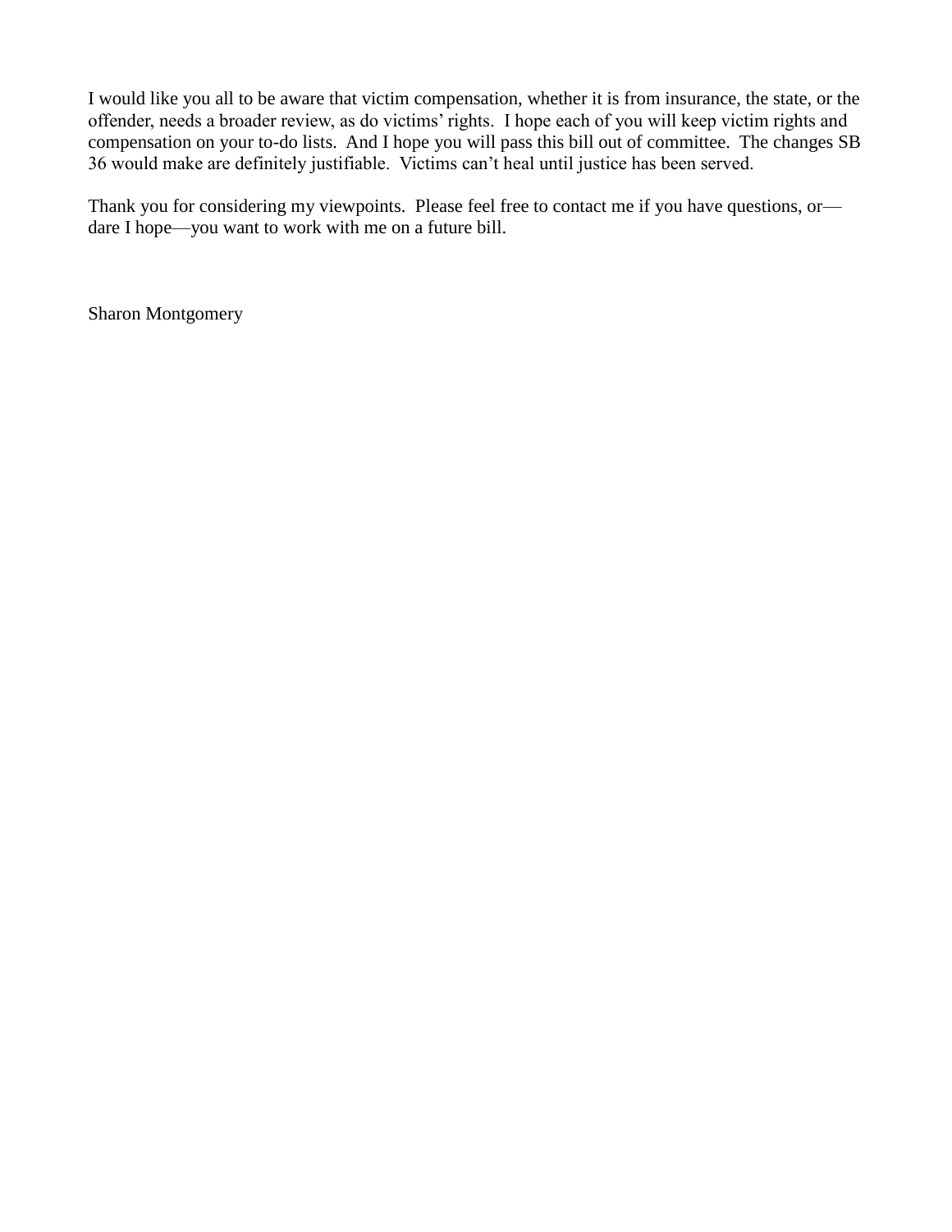I would like you all to be aware that victim compensation, whether it is from insurance, the state, or the offender, needs a broader review, as do victims' rights. I hope each of you will keep victim rights and compensation on your to-do lists. And I hope you will pass this bill out of committee. The changes SB 36 would make are definitely justifiable. Victims can't heal until justice has been served.

Thank you for considering my viewpoints. Please feel free to contact me if you have questions, or—dare I hope—you want to work with me on a future bill.

Sharon Montgomery